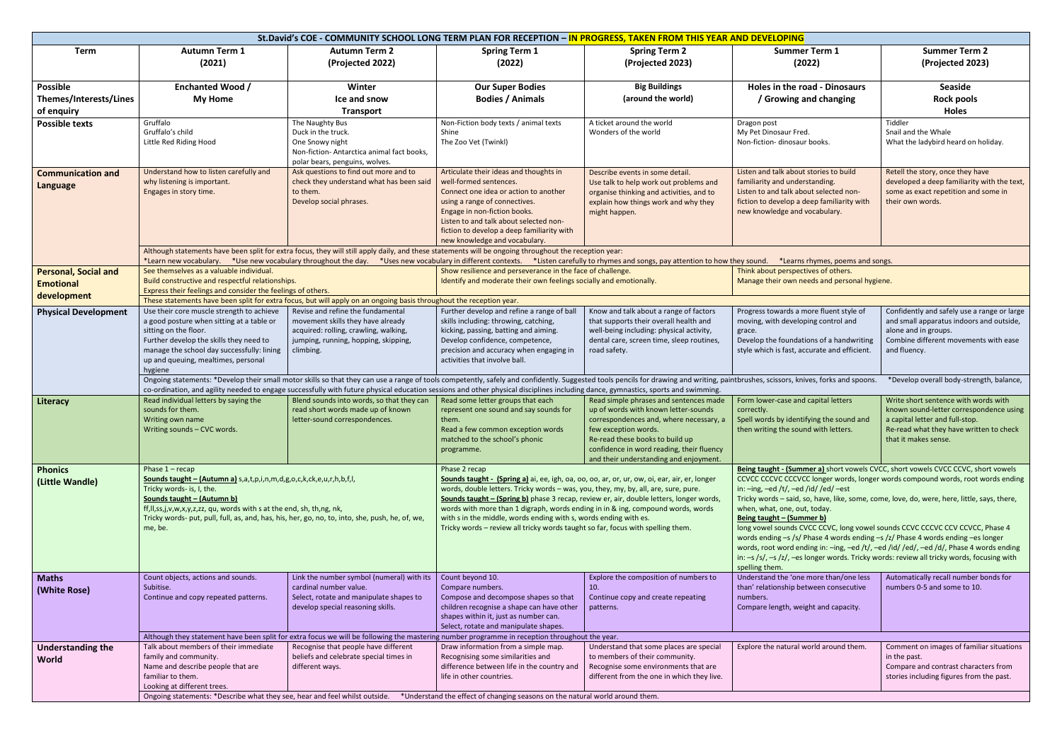# St.David's COE - COMMUNITY SCHOOL LONG TERM PLAN FOR RECEPTION – **IN PROGRESS, TAKEN FROM THIS YEAR AND DEVELOPING**

| Term | Autumn Term 1 (2021) | Autumn Term 2 (Projected 2022) | Spring Term 1 (2022) | Spring Term 2 (Projected 2023) | Summer Term 1 (2022) | Summer Term 2 (Projected 2023) |
|---|---|---|---|---|---|---|
| **Possible Themes/Interests/Lines of enquiry** | **Enchanted Wood / My Home** | **Winter Ice and snow Transport** | **Our Super Bodies Bodies / Animals** | **Big Buildings (around the world)** | **Holes in the road - Dinosaurs / Growing and changing** | **Seaside Rock pools Holes** |
| **Possible texts** | Gruffalo<br>Gruffalo's child<br>Little Red Riding Hood | The Naughty Bus<br>Duck in the truck.<br>One Snowy night<br>Non-fiction- Antarctica animal fact books, polar bears, penguins, wolves. | Non-Fiction body texts / animal texts<br>Shine<br>The Zoo Vet (Twinkl) | A ticket around the world<br>Wonders of the world | Dragon post<br>My Pet Dinosaur Fred.<br>Non-fiction- dinosaur books. | Tiddler<br>Snail and the Whale<br>What the ladybird heard on holiday. |
| **Communication and Language** | Understand how to listen carefully and why listening is important.<br>Engages in story time. | Ask questions to find out more and to check they understand what has been said to them.<br>Develop social phrases. | Articulate their ideas and thoughts in well-formed sentences.<br>Connect one idea or action to another using a range of connectives.<br>Engage in non-fiction books.<br>Listen to and talk about selected non-fiction to develop a deep familiarity with new knowledge and vocabulary. | Describe events in some detail.<br>Use talk to help work out problems and organise thinking and activities, and to explain how things work and why they might happen. | Listen and talk about stories to build familiarity and understanding.<br>Listen to and talk about selected non-fiction to develop a deep familiarity with new knowledge and vocabulary. | Retell the story, once they have developed a deep familiarity with the text, some as exact repetition and some in their own words. |
| | Although statements have been split for extra focus, they will still apply daily, and these statements will be ongoing throughout the reception year:<br>*Learn new vocabulary. *Use new vocabulary throughout the day. *Uses new vocabulary in different contexts. *Listen carefully to rhymes and songs, pay attention to how they sound. *Learns rhymes, poems and songs. | | | | | |
| **Personal, Social and Emotional development** | See themselves as a valuable individual.<br>Build constructive and respectful relationships.<br>Express their feelings and consider the feelings of others. | | Show resilience and perseverance in the face of challenge.<br>Identify and moderate their own feelings socially and emotionally. | | Think about perspectives of others.<br>Manage their own needs and personal hygiene. | |
| | These statements have been split for extra focus, but will apply on an ongoing basis throughout the reception year. | | | | | |
| **Physical Development** | Use their core muscle strength to achieve a good posture when sitting at a table or sitting on the floor.<br>Further develop the skills they need to manage the school day successfully: lining up and queuing, mealtimes, personal hygiene | Revise and refine the fundamental movement skills they have already acquired: rolling, crawling, walking, jumping, running, hopping, skipping, climbing. | Further develop and refine a range of ball skills including: throwing, catching, kicking, passing, batting and aiming.<br>Develop confidence, competence, precision and accuracy when engaging in activities that involve ball. | Know and talk about a range of factors that supports their overall health and well-being including: physical activity, dental care, screen time, sleep routines, road safety. | Progress towards a more fluent style of moving, with developing control and grace.<br>Develop the foundations of a handwriting style which is fast, accurate and efficient. | Confidently and safely use a range or large and small apparatus indoors and outside, alone and in groups.<br>Combine different movements with ease and fluency. |
| | Ongoing statements: *Develop their small motor skills so that they can use a range of tools competently, safely and confidently. Suggested tools pencils for drawing and writing, paintbrushes, scissors, knives, forks and spoons. *Develop overall body-strength, balance, co-ordination, and agility needed to engage successfully with future physical education sessions and other physical disciplines including dance, gymnastics, sports and swimming. | | | | | |
| **Literacy** | Read individual letters by saying the sounds for them.<br>Writing own name<br>Writing sounds – CVC words. | Blend sounds into words, so that they can read short words made up of known letter-sound correspondences. | Read some letter groups that each represent one sound and say sounds for them.<br>Read a few common exception words matched to the school's phonic programme. | Read simple phrases and sentences made up of words with known letter-sounds correspondences and, where necessary, a few exception words.<br>Re-read these books to build up confidence in word reading, their fluency and their understanding and enjoyment. | Form lower-case and capital letters correctly.<br>Spell words by identifying the sound and then writing the sound with letters. | Write short sentence with words with known sound-letter correspondence using a capital letter and full-stop.<br>Re-read what they have written to check that it makes sense. |
| **Phonics (Little Wandle)** | Phase 1 – recap<br>**Sounds taught – (Autumn a)** s,a,t,p,i,n,m,d,g,o,c,k,ck,e,u,r,h,b,f,l,<br>Tricky words- is, I, the.<br>**Sounds taught – (Autumn b)**<br>ff,ll,ss,j,v,w,x,y,z,zz, qu, words with s at the end, sh, th,ng, nk,<br>Tricky words- put, pull, full, as, and, has, his, her, go, no, to, into, she, push, he, of, we, me, be. | | Phase 2 recap<br>**Sounds taught - (Spring a)** ai, ee, igh, oa, oo, oo, ar, or, ur, ow, oi, ear, air, er, longer words, double letters. Tricky words – was, you, they, my, by, all, are, sure, pure.<br>**Sounds taught – (Spring b)** phase 3 recap, review er, air, double letters, longer words, words with more than 1 digraph, words ending in in & ing, compound words, words with s in the middle, words ending with s, words ending with es.<br>Tricky words – review all tricky words taught so far, focus with spelling them. | | **Being taught - (Summer a)** short vowels CVCC, short vowels CVCC CCVC, short vowels CCVCC CCCVC CCCVCC longer words, longer words compound words, root words ending in: –ing, –ed /t/, –ed /id/ /ed/ –est<br>Tricky words – said, so, have, like, some, come, love, do, were, here, little, says, there, when, what, one, out, today.<br>**Being taught – (Summer b)**<br>long vowel sounds CVCC CCVC, long vowel sounds CCVC CCCVC CCV CCVCC, Phase 4 words ending –s /s/ Phase 4 words ending –s /z/ Phase 4 words ending –es longer words, root word ending in: –ing, –ed /t/, –ed /id/ /ed/, –ed /d/, Phase 4 words ending in: –s /s/, –s /z/, –es longer words. Tricky words: review all tricky words, focusing with spelling them. | |
| **Maths (White Rose)** | Count objects, actions and sounds.<br>Subitise.<br>Continue and copy repeated patterns. | Link the number symbol (numeral) with its cardinal number value.<br>Select, rotate and manipulate shapes to develop special reasoning skills. | Count beyond 10.<br>Compare numbers.<br>Compose and decompose shapes so that children recognise a shape can have other shapes within it, just as number can.<br>Select, rotate and manipulate shapes. | Explore the composition of numbers to 10.<br>Continue copy and create repeating patterns. | Understand the 'one more than/one less than' relationship between consecutive numbers.<br>Compare length, weight and capacity. | Automatically recall number bonds for numbers 0-5 and some to 10. |
| | Although they statement have been split for extra focus we will be following the mastering number programme in reception throughout the year. | | | | | |
| **Understanding the World** | Talk about members of their immediate family and community.<br>Name and describe people that are familiar to them.<br>Looking at different trees. | Recognise that people have different beliefs and celebrate special times in different ways. | Draw information from a simple map.<br>Recognising some similarities and difference between life in the country and life in other countries. | Understand that some places are special to members of their community.<br>Recognise some environments that are different from the one in which they live. | Explore the natural world around them. | Comment on images of familiar situations in the past.<br>Compare and contrast characters from stories including figures from the past. |
| | Ongoing statements: *Describe what they see, hear and feel whilst outside. *Understand the effect of changing seasons on the natural world around them. | | | | | |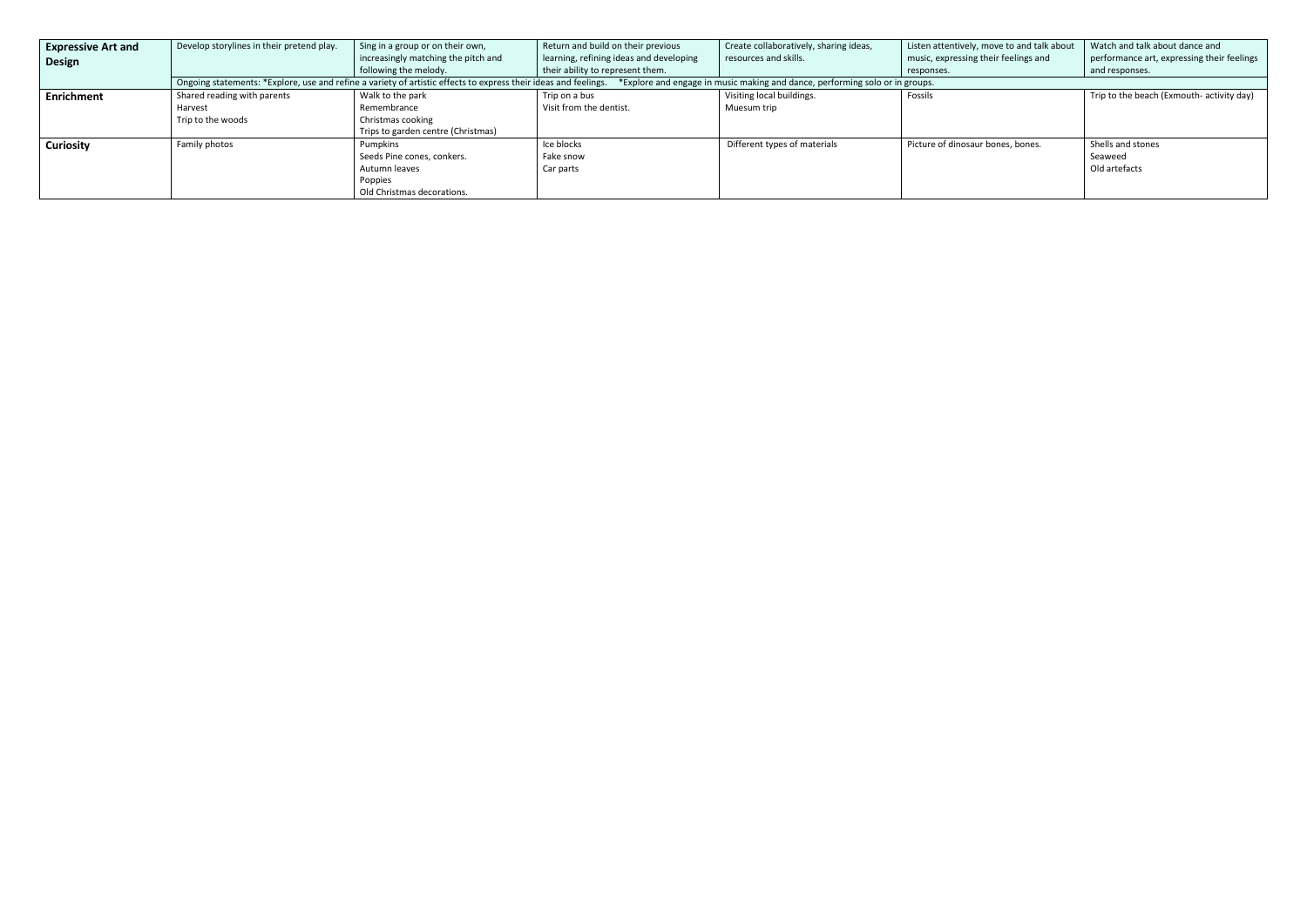| | | | | | | |
|---|---|---|---|---|---|---|
| **Expressive Art and Design** | Develop storylines in their pretend play. | Sing in a group or on their own, increasingly matching the pitch and following the melody. | Return and build on their previous learning, refining ideas and developing their ability to represent them. | Create collaboratively, sharing ideas, resources and skills. | Listen attentively, move to and talk about music, expressing their feelings and responses. | Watch and talk about dance and performance art, expressing their feelings and responses. |
| | Ongoing statements: *Explore, use and refine a variety of artistic effects to express their ideas and feelings. *Explore and engage in music making and dance, performing solo or in groups. | | | | | |
| **Enrichment** | Shared reading with parents<br>Harvest<br>Trip to the woods | Walk to the park<br>Remembrance<br>Christmas cooking<br>Trips to garden centre (Christmas) | Trip on a bus<br>Visit from the dentist. | Visiting local buildings.<br>Muesum trip | Fossils | Trip to the beach (Exmouth- activity day) |
| **Curiosity** | Family photos | Pumpkins<br>Seeds Pine cones, conkers.<br>Autumn leaves<br>Poppies<br>Old Christmas decorations. | Ice blocks<br>Fake snow<br>Car parts | Different types of materials | Picture of dinosaur bones, bones. | Shells and stones<br>Seaweed<br>Old artefacts |